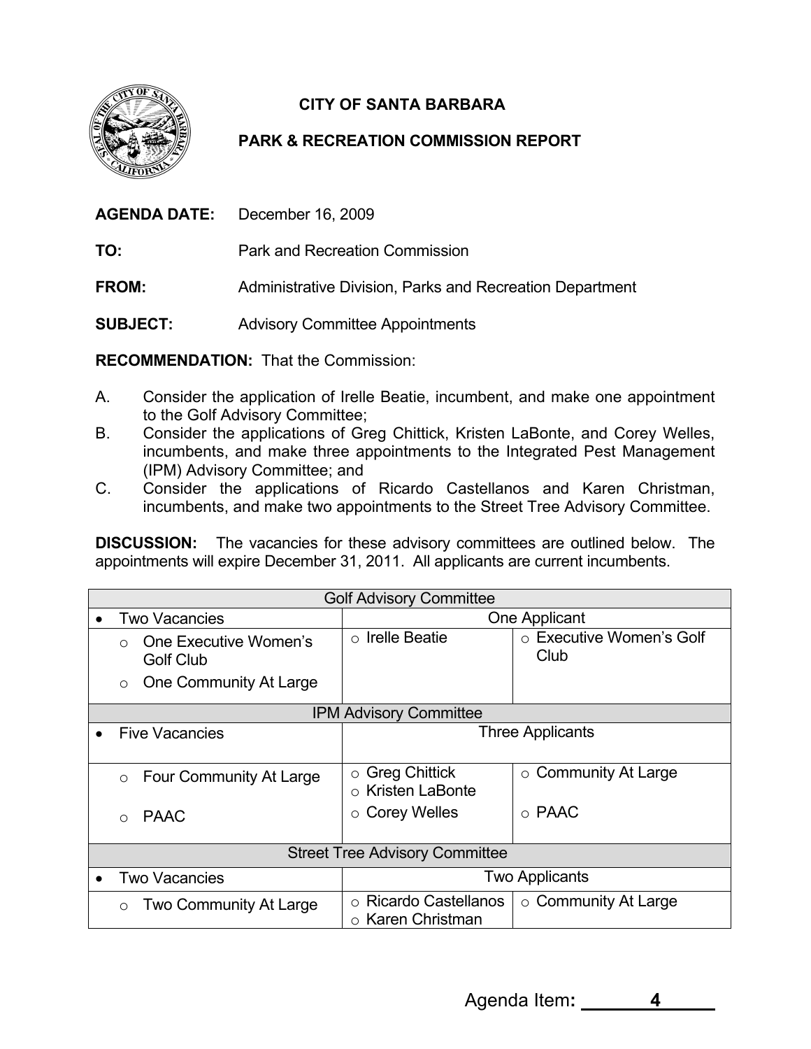# CITY OF SANTA BARBARA

## PARK & RECREATION COMMISSION REPORT

**AGENDA DATE:** December 16, 2009

**TO:** Park and Recreation Commission

**FROM:** Administrative Division, Parks and Recreation Department

**SUBJECT:** Advisory Committee Appointments

**RECOMMENDATION:** That the Commission:

A. Consider the application of Irelle Beatie, incumbent, and make one appointment to the Golf Advisory Committee;
B. Consider the applications of Greg Chittick, Kristen LaBonte, and Corey Welles, incumbents, and make three appointments to the Integrated Pest Management (IPM) Advisory Committee; and
C. Consider the applications of Ricardo Castellanos and Karen Christman, incumbents, and make two appointments to the Street Tree Advisory Committee.

**DISCUSSION:** The vacancies for these advisory committees are outlined below. The appointments will expire December 31, 2011. All applicants are current incumbents.

| Golf Advisory Committee | | |
|---|---|---|
| • Two Vacancies | One Applicant | |
| ○ One Executive Women's Golf Club<br>○ One Community At Large | ○ Irelle Beatie | ○ Executive Women's Golf Club |
| **IPM Advisory Committee** | | |
| • Five Vacancies | Three Applicants | |
| ○ Four Community At Large | ○ Greg Chittick<br>○ Kristen LaBonte | ○ Community At Large |
| ○ PAAC | ○ Corey Welles | ○ PAAC |
| **Street Tree Advisory Committee** | | |
| • Two Vacancies | Two Applicants | |
| ○ Two Community At Large | ○ Ricardo Castellanos<br>○ Karen Christman | ○ Community At Large |

Agenda Item: 4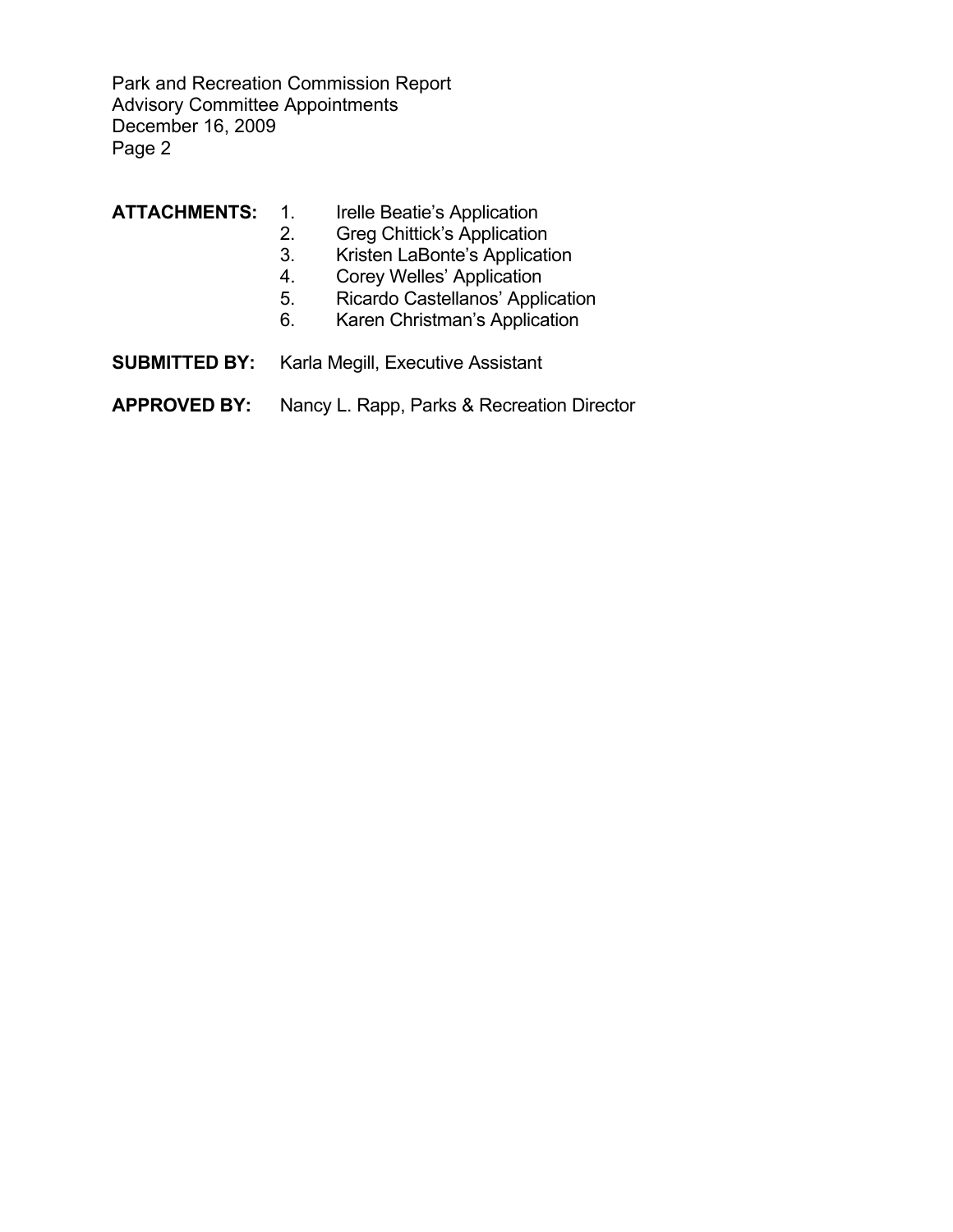**ATTACHMENTS:**

1. Irelle Beatie's Application
2. Greg Chittick's Application
3. Kristen LaBonte's Application
4. Corey Welles' Application
5. Ricardo Castellanos' Application
6. Karen Christman's Application

**SUBMITTED BY:** Karla Megill, Executive Assistant

**APPROVED BY:** Nancy L. Rapp, Parks & Recreation Director